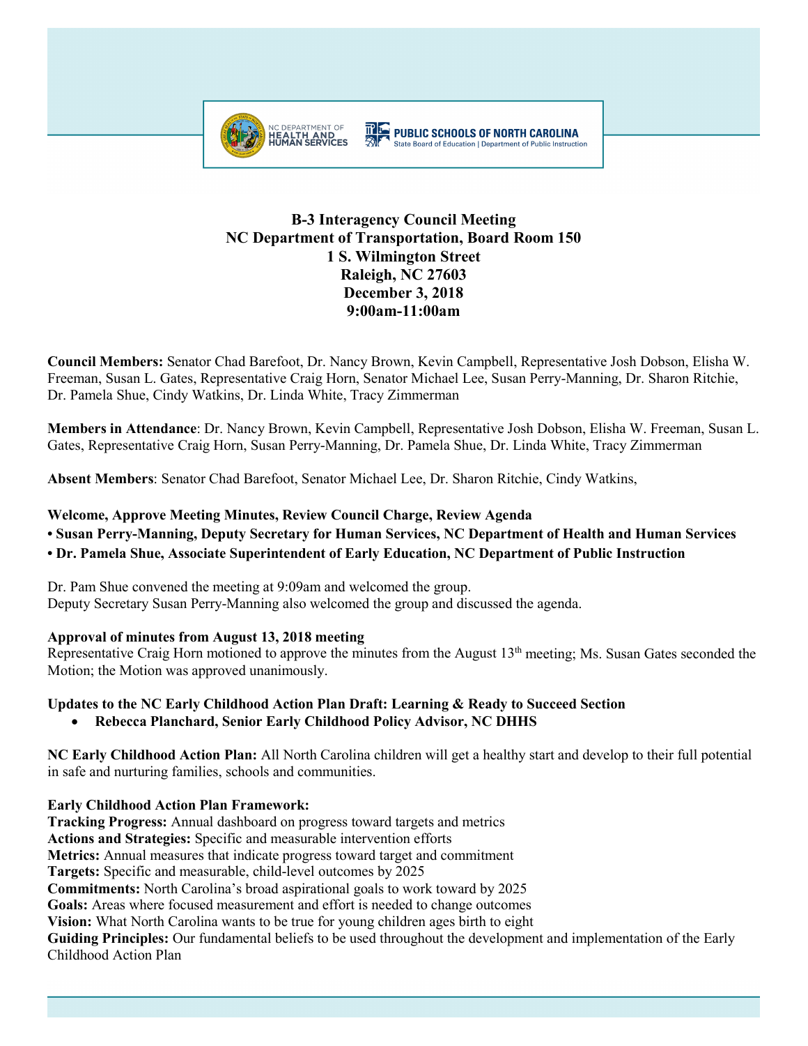# B-3 Interagency Council Meeting
## NC Department of Transportation, Board Room 150
## 1 S. Wilmington Street
## Raleigh, NC 27603
## December 3, 2018
## 9:00am-11:00am

**Council Members:** Senator Chad Barefoot, Dr. Nancy Brown, Kevin Campbell, Representative Josh Dobson, Elisha W. Freeman, Susan L. Gates, Representative Craig Horn, Senator Michael Lee, Susan Perry-Manning, Dr. Sharon Ritchie, Dr. Pamela Shue, Cindy Watkins, Dr. Linda White, Tracy Zimmerman

**Members in Attendance**: Dr. Nancy Brown, Kevin Campbell, Representative Josh Dobson, Elisha W. Freeman, Susan L. Gates, Representative Craig Horn, Susan Perry-Manning, Dr. Pamela Shue, Dr. Linda White, Tracy Zimmerman

**Absent Members**: Senator Chad Barefoot, Senator Michael Lee, Dr. Sharon Ritchie, Cindy Watkins,

**Welcome, Approve Meeting Minutes, Review Council Charge, Review Agenda**

- **Susan Perry-Manning, Deputy Secretary for Human Services, NC Department of Health and Human Services**
- **Dr. Pamela Shue, Associate Superintendent of Early Education, NC Department of Public Instruction**

Dr. Pam Shue convened the meeting at 9:09am and welcomed the group.
Deputy Secretary Susan Perry-Manning also welcomed the group and discussed the agenda.

**Approval of minutes from August 13, 2018 meeting**

Representative Craig Horn motioned to approve the minutes from the August 13th meeting; Ms. Susan Gates seconded the Motion; the Motion was approved unanimously.

**Updates to the NC Early Childhood Action Plan Draft: Learning & Ready to Succeed Section**

- **Rebecca Planchard, Senior Early Childhood Policy Advisor, NC DHHS**

**NC Early Childhood Action Plan:** All North Carolina children will get a healthy start and develop to their full potential in safe and nurturing families, schools and communities.

**Early Childhood Action Plan Framework:**

**Tracking Progress:** Annual dashboard on progress toward targets and metrics
**Actions and Strategies:** Specific and measurable intervention efforts
**Metrics:** Annual measures that indicate progress toward target and commitment
**Targets:** Specific and measurable, child-level outcomes by 2025
**Commitments:** North Carolina's broad aspirational goals to work toward by 2025
**Goals:** Areas where focused measurement and effort is needed to change outcomes
**Vision:** What North Carolina wants to be true for young children ages birth to eight
**Guiding Principles:** Our fundamental beliefs to be used throughout the development and implementation of the Early Childhood Action Plan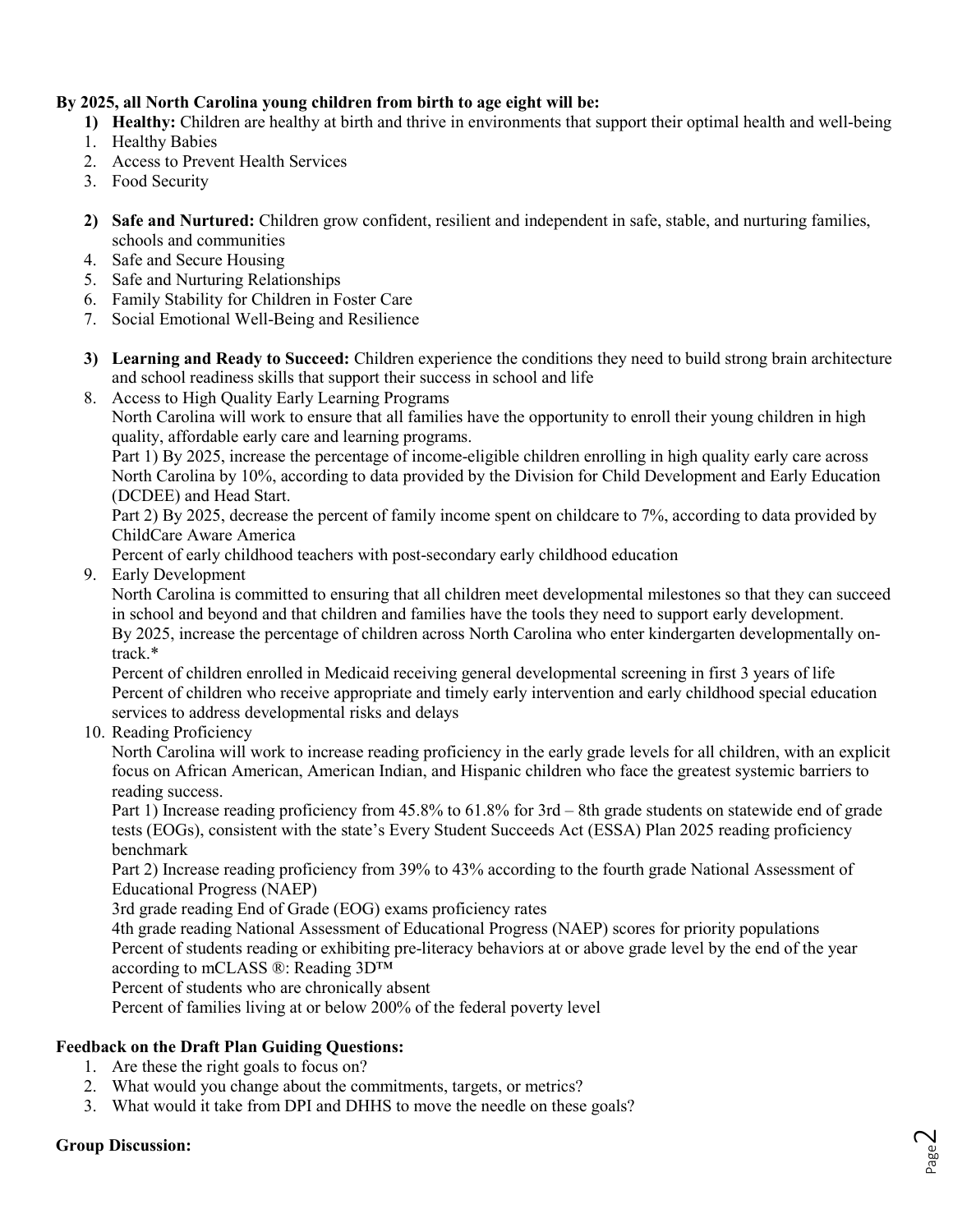**By 2025, all North Carolina young children from birth to age eight will be:**

1) **Healthy:** Children are healthy at birth and thrive in environments that support their optimal health and well-being

1. Healthy Babies
2. Access to Prevent Health Services
3. Food Security

2) **Safe and Nurtured:** Children grow confident, resilient and independent in safe, stable, and nurturing families, schools and communities

4. Safe and Secure Housing
5. Safe and Nurturing Relationships
6. Family Stability for Children in Foster Care
7. Social Emotional Well-Being and Resilience

3) **Learning and Ready to Succeed:** Children experience the conditions they need to build strong brain architecture and school readiness skills that support their success in school and life

8. Access to High Quality Early Learning Programs
   North Carolina will work to ensure that all families have the opportunity to enroll their young children in high quality, affordable early care and learning programs.
   Part 1) By 2025, increase the percentage of income-eligible children enrolling in high quality early care across North Carolina by 10%, according to data provided by the Division for Child Development and Early Education (DCDEE) and Head Start.
   Part 2) By 2025, decrease the percent of family income spent on childcare to 7%, according to data provided by ChildCare Aware America
   Percent of early childhood teachers with post-secondary early childhood education
9. Early Development
   North Carolina is committed to ensuring that all children meet developmental milestones so that they can succeed in school and beyond and that children and families have the tools they need to support early development.
   By 2025, increase the percentage of children across North Carolina who enter kindergarten developmentally on-track.*
   Percent of children enrolled in Medicaid receiving general developmental screening in first 3 years of life
   Percent of children who receive appropriate and timely early intervention and early childhood special education services to address developmental risks and delays
10. Reading Proficiency
    North Carolina will work to increase reading proficiency in the early grade levels for all children, with an explicit focus on African American, American Indian, and Hispanic children who face the greatest systemic barriers to reading success.
    Part 1) Increase reading proficiency from 45.8% to 61.8% for 3rd – 8th grade students on statewide end of grade tests (EOGs), consistent with the state's Every Student Succeeds Act (ESSA) Plan 2025 reading proficiency benchmark
    Part 2) Increase reading proficiency from 39% to 43% according to the fourth grade National Assessment of Educational Progress (NAEP)
    3rd grade reading End of Grade (EOG) exams proficiency rates
    4th grade reading National Assessment of Educational Progress (NAEP) scores for priority populations
    Percent of students reading or exhibiting pre-literacy behaviors at or above grade level by the end of the year according to mCLASS ®: Reading 3D™
    Percent of students who are chronically absent
    Percent of families living at or below 200% of the federal poverty level

**Feedback on the Draft Plan Guiding Questions:**

1. Are these the right goals to focus on?
2. What would you change about the commitments, targets, or metrics?
3. What would it take from DPI and DHHS to move the needle on these goals?

**Group Discussion:**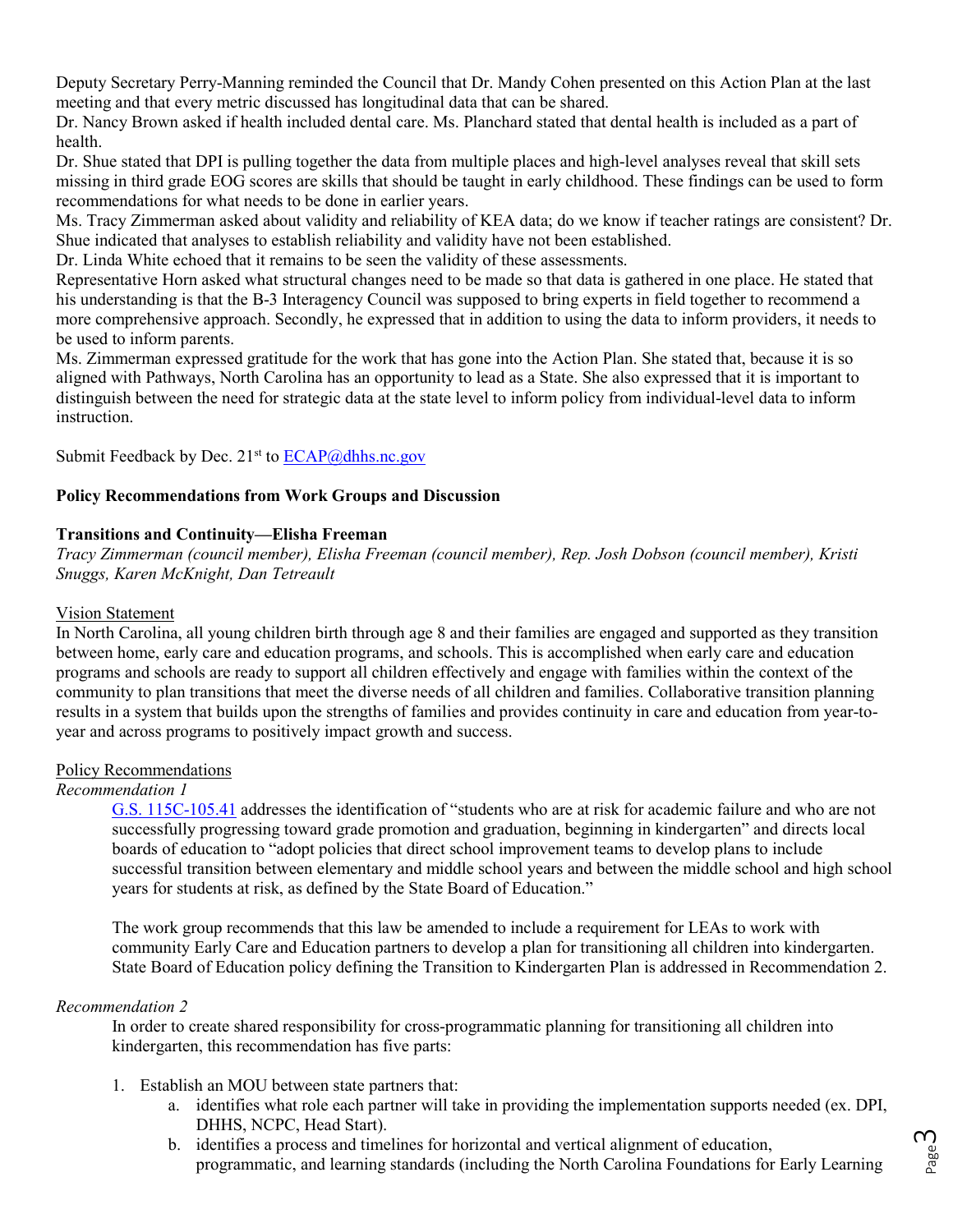Deputy Secretary Perry-Manning reminded the Council that Dr. Mandy Cohen presented on this Action Plan at the last meeting and that every metric discussed has longitudinal data that can be shared.

Dr. Nancy Brown asked if health included dental care. Ms. Planchard stated that dental health is included as a part of health.

Dr. Shue stated that DPI is pulling together the data from multiple places and high-level analyses reveal that skill sets missing in third grade EOG scores are skills that should be taught in early childhood. These findings can be used to form recommendations for what needs to be done in earlier years.

Ms. Tracy Zimmerman asked about validity and reliability of KEA data; do we know if teacher ratings are consistent? Dr. Shue indicated that analyses to establish reliability and validity have not been established.

Dr. Linda White echoed that it remains to be seen the validity of these assessments.

Representative Horn asked what structural changes need to be made so that data is gathered in one place. He stated that his understanding is that the B-3 Interagency Council was supposed to bring experts in field together to recommend a more comprehensive approach. Secondly, he expressed that in addition to using the data to inform providers, it needs to be used to inform parents.

Ms. Zimmerman expressed gratitude for the work that has gone into the Action Plan. She stated that, because it is so aligned with Pathways, North Carolina has an opportunity to lead as a State. She also expressed that it is important to distinguish between the need for strategic data at the state level to inform policy from individual-level data to inform instruction.

Submit Feedback by Dec. 21st to [ECAP@dhhs.nc.gov](mailto:ECAP@dhhs.nc.gov)

**Policy Recommendations from Work Groups and Discussion**

**Transitions and Continuity—Elisha Freeman**

*Tracy Zimmerman (council member), Elisha Freeman (council member), Rep. Josh Dobson (council member), Kristi Snuggs, Karen McKnight, Dan Tetreault*

Vision Statement

In North Carolina, all young children birth through age 8 and their families are engaged and supported as they transition between home, early care and education programs, and schools. This is accomplished when early care and education programs and schools are ready to support all children effectively and engage with families within the context of the community to plan transitions that meet the diverse needs of all children and families. Collaborative transition planning results in a system that builds upon the strengths of families and provides continuity in care and education from year-to-year and across programs to positively impact growth and success.

Policy Recommendations

*Recommendation 1*

G.S. 115C-105.41 addresses the identification of "students who are at risk for academic failure and who are not successfully progressing toward grade promotion and graduation, beginning in kindergarten" and directs local boards of education to "adopt policies that direct school improvement teams to develop plans to include successful transition between elementary and middle school years and between the middle school and high school years for students at risk, as defined by the State Board of Education."

The work group recommends that this law be amended to include a requirement for LEAs to work with community Early Care and Education partners to develop a plan for transitioning all children into kindergarten. State Board of Education policy defining the Transition to Kindergarten Plan is addressed in Recommendation 2.

*Recommendation 2*

In order to create shared responsibility for cross-programmatic planning for transitioning all children into kindergarten, this recommendation has five parts:

1. Establish an MOU between state partners that:
    a. identifies what role each partner will take in providing the implementation supports needed (ex. DPI, DHHS, NCPC, Head Start).
    b. identifies a process and timelines for horizontal and vertical alignment of education, programmatic, and learning standards (including the North Carolina Foundations for Early Learning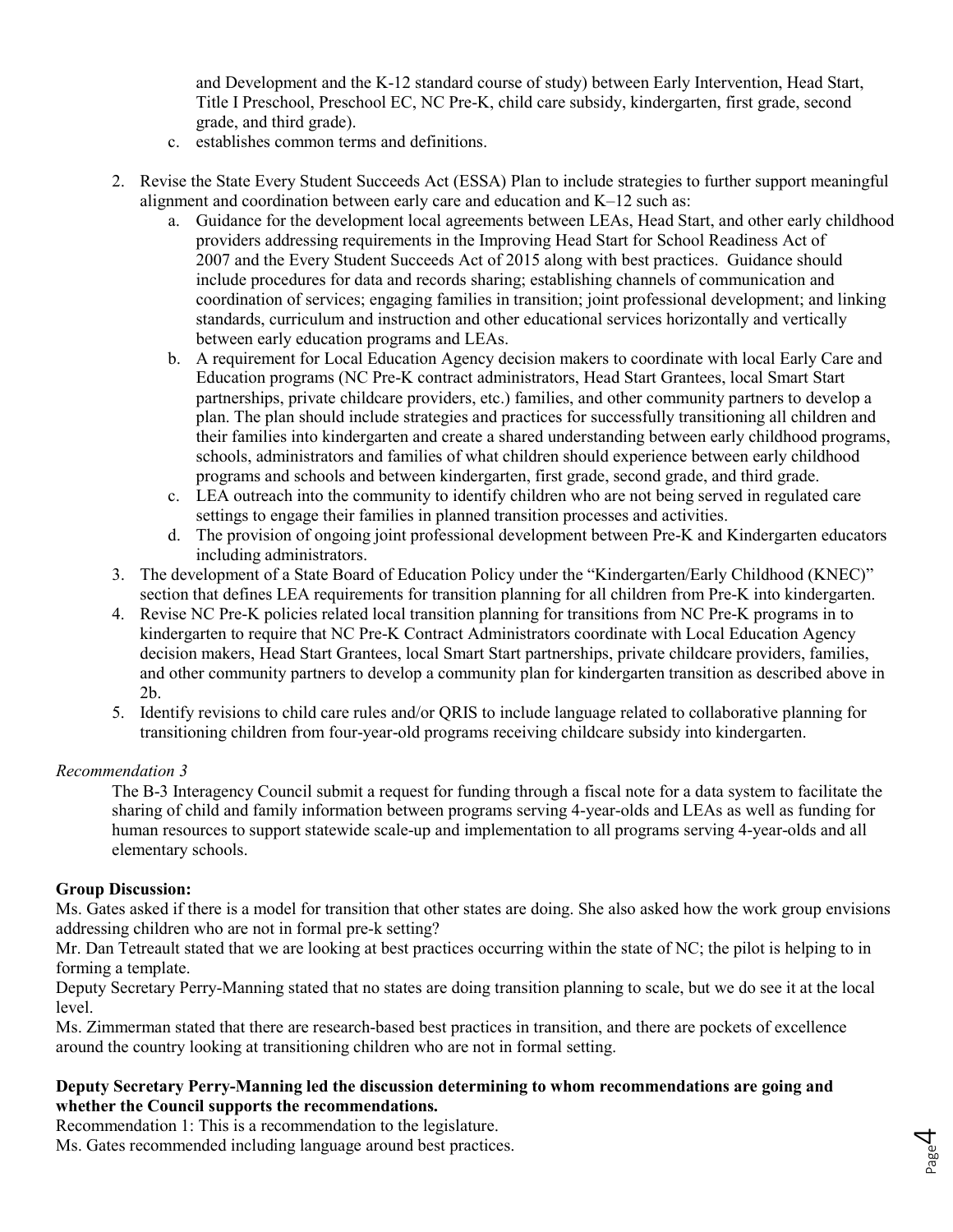and Development and the K-12 standard course of study) between Early Intervention, Head Start, Title I Preschool, Preschool EC, NC Pre-K, child care subsidy, kindergarten, first grade, second grade, and third grade).

   c. establishes common terms and definitions.

2. Revise the State Every Student Succeeds Act (ESSA) Plan to include strategies to further support meaningful alignment and coordination between early care and education and K–12 such as:
   a. Guidance for the development local agreements between LEAs, Head Start, and other early childhood providers addressing requirements in the Improving Head Start for School Readiness Act of 2007 and the Every Student Succeeds Act of 2015 along with best practices. Guidance should include procedures for data and records sharing; establishing channels of communication and coordination of services; engaging families in transition; joint professional development; and linking standards, curriculum and instruction and other educational services horizontally and vertically between early education programs and LEAs.
   b. A requirement for Local Education Agency decision makers to coordinate with local Early Care and Education programs (NC Pre-K contract administrators, Head Start Grantees, local Smart Start partnerships, private childcare providers, etc.) families, and other community partners to develop a plan. The plan should include strategies and practices for successfully transitioning all children and their families into kindergarten and create a shared understanding between early childhood programs, schools, administrators and families of what children should experience between early childhood programs and schools and between kindergarten, first grade, second grade, and third grade.
   c. LEA outreach into the community to identify children who are not being served in regulated care settings to engage their families in planned transition processes and activities.
   d. The provision of ongoing joint professional development between Pre-K and Kindergarten educators including administrators.
3. The development of a State Board of Education Policy under the "Kindergarten/Early Childhood (KNEC)" section that defines LEA requirements for transition planning for all children from Pre-K into kindergarten.
4. Revise NC Pre-K policies related local transition planning for transitions from NC Pre-K programs in to kindergarten to require that NC Pre-K Contract Administrators coordinate with Local Education Agency decision makers, Head Start Grantees, local Smart Start partnerships, private childcare providers, families, and other community partners to develop a community plan for kindergarten transition as described above in 2b.
5. Identify revisions to child care rules and/or QRIS to include language related to collaborative planning for transitioning children from four-year-old programs receiving childcare subsidy into kindergarten.

*Recommendation 3*

The B-3 Interagency Council submit a request for funding through a fiscal note for a data system to facilitate the sharing of child and family information between programs serving 4-year-olds and LEAs as well as funding for human resources to support statewide scale-up and implementation to all programs serving 4-year-olds and all elementary schools.

**Group Discussion:**

Ms. Gates asked if there is a model for transition that other states are doing. She also asked how the work group envisions addressing children who are not in formal pre-k setting?

Mr. Dan Tetreault stated that we are looking at best practices occurring within the state of NC; the pilot is helping to in forming a template.

Deputy Secretary Perry-Manning stated that no states are doing transition planning to scale, but we do see it at the local level.

Ms. Zimmerman stated that there are research-based best practices in transition, and there are pockets of excellence around the country looking at transitioning children who are not in formal setting.

**Deputy Secretary Perry-Manning led the discussion determining to whom recommendations are going and whether the Council supports the recommendations.**

Recommendation 1: This is a recommendation to the legislature.

Ms. Gates recommended including language around best practices.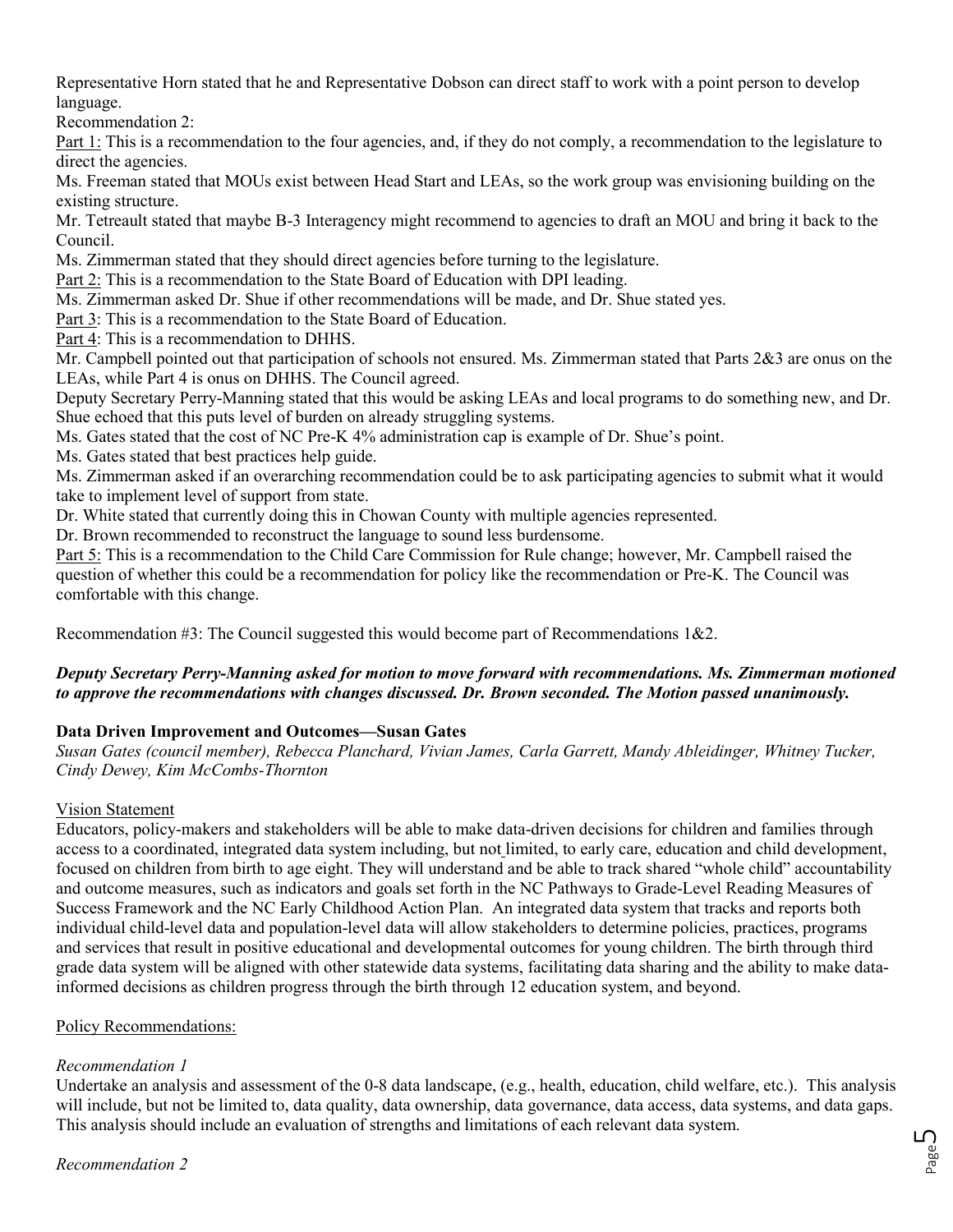Representative Horn stated that he and Representative Dobson can direct staff to work with a point person to develop language.

Recommendation 2:

Part 1: This is a recommendation to the four agencies, and, if they do not comply, a recommendation to the legislature to direct the agencies.

Ms. Freeman stated that MOUs exist between Head Start and LEAs, so the work group was envisioning building on the existing structure.

Mr. Tetreault stated that maybe B-3 Interagency might recommend to agencies to draft an MOU and bring it back to the Council.

Ms. Zimmerman stated that they should direct agencies before turning to the legislature.

Part 2: This is a recommendation to the State Board of Education with DPI leading.

Ms. Zimmerman asked Dr. Shue if other recommendations will be made, and Dr. Shue stated yes.

Part 3: This is a recommendation to the State Board of Education.

Part 4: This is a recommendation to DHHS.

Mr. Campbell pointed out that participation of schools not ensured. Ms. Zimmerman stated that Parts 2&3 are onus on the LEAs, while Part 4 is onus on DHHS. The Council agreed.

Deputy Secretary Perry-Manning stated that this would be asking LEAs and local programs to do something new, and Dr. Shue echoed that this puts level of burden on already struggling systems.

Ms. Gates stated that the cost of NC Pre-K 4% administration cap is example of Dr. Shue's point.

Ms. Gates stated that best practices help guide.

Ms. Zimmerman asked if an overarching recommendation could be to ask participating agencies to submit what it would take to implement level of support from state.

Dr. White stated that currently doing this in Chowan County with multiple agencies represented.

Dr. Brown recommended to reconstruct the language to sound less burdensome.

Part 5: This is a recommendation to the Child Care Commission for Rule change; however, Mr. Campbell raised the question of whether this could be a recommendation for policy like the recommendation or Pre-K. The Council was comfortable with this change.

Recommendation #3: The Council suggested this would become part of Recommendations 1&2.

***Deputy Secretary Perry-Manning asked for motion to move forward with recommendations. Ms. Zimmerman motioned to approve the recommendations with changes discussed. Dr. Brown seconded. The Motion passed unanimously.***

**Data Driven Improvement and Outcomes—Susan Gates**

*Susan Gates (council member), Rebecca Planchard, Vivian James, Carla Garrett, Mandy Ableidinger, Whitney Tucker, Cindy Dewey, Kim McCombs-Thornton*

Vision Statement

Educators, policy-makers and stakeholders will be able to make data-driven decisions for children and families through access to a coordinated, integrated data system including, but not limited, to early care, education and child development, focused on children from birth to age eight. They will understand and be able to track shared "whole child" accountability and outcome measures, such as indicators and goals set forth in the NC Pathways to Grade-Level Reading Measures of Success Framework and the NC Early Childhood Action Plan. An integrated data system that tracks and reports both individual child-level data and population-level data will allow stakeholders to determine policies, practices, programs and services that result in positive educational and developmental outcomes for young children. The birth through third grade data system will be aligned with other statewide data systems, facilitating data sharing and the ability to make data-informed decisions as children progress through the birth through 12 education system, and beyond.

Policy Recommendations:

*Recommendation 1*

Undertake an analysis and assessment of the 0-8 data landscape, (e.g., health, education, child welfare, etc.). This analysis will include, but not be limited to, data quality, data ownership, data governance, data access, data systems, and data gaps. This analysis should include an evaluation of strengths and limitations of each relevant data system.

*Recommendation 2*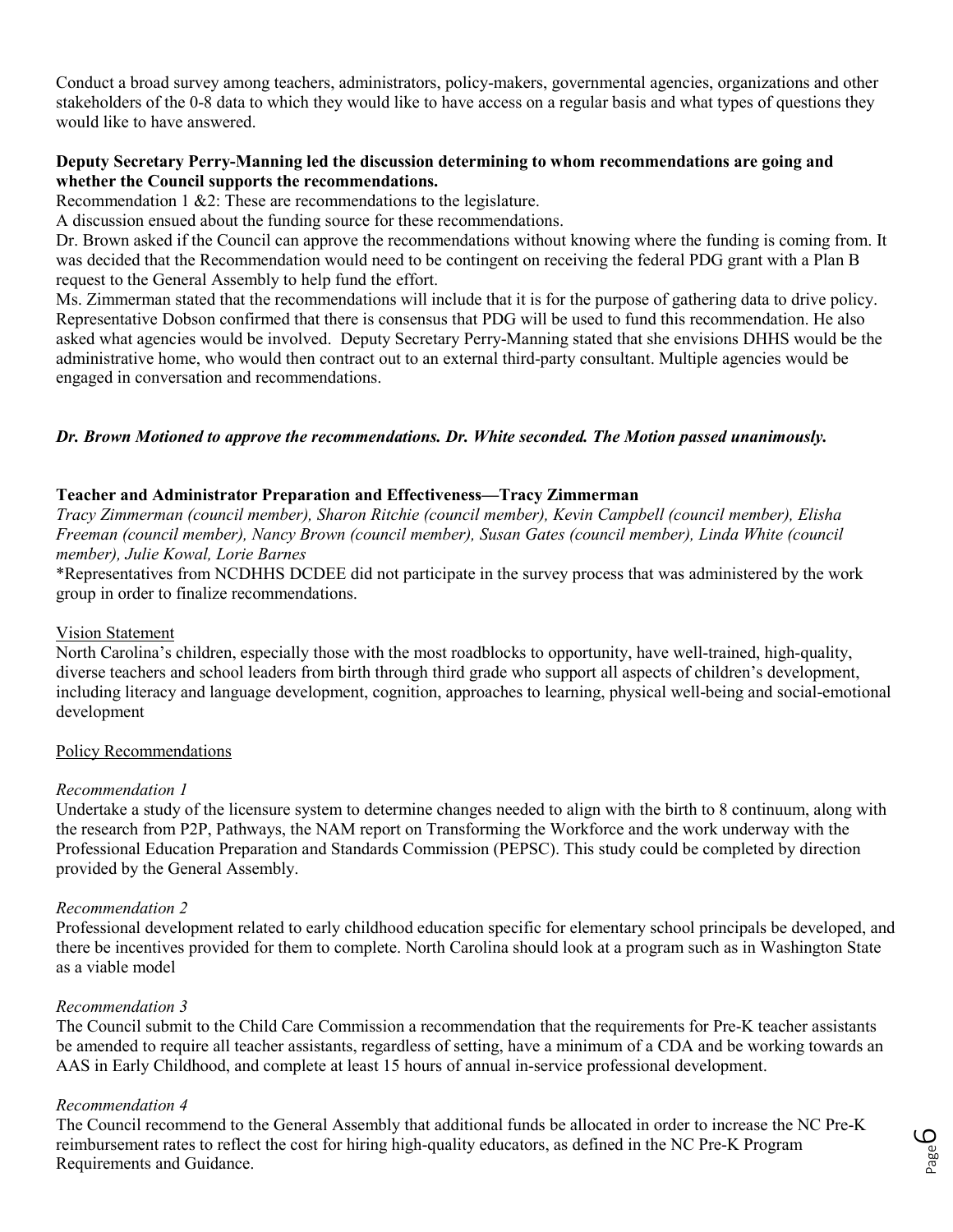Conduct a broad survey among teachers, administrators, policy-makers, governmental agencies, organizations and other stakeholders of the 0-8 data to which they would like to have access on a regular basis and what types of questions they would like to have answered.

**Deputy Secretary Perry-Manning led the discussion determining to whom recommendations are going and whether the Council supports the recommendations.**

Recommendation 1 &2: These are recommendations to the legislature.

A discussion ensued about the funding source for these recommendations.

Dr. Brown asked if the Council can approve the recommendations without knowing where the funding is coming from. It was decided that the Recommendation would need to be contingent on receiving the federal PDG grant with a Plan B request to the General Assembly to help fund the effort.

Ms. Zimmerman stated that the recommendations will include that it is for the purpose of gathering data to drive policy. Representative Dobson confirmed that there is consensus that PDG will be used to fund this recommendation. He also asked what agencies would be involved. Deputy Secretary Perry-Manning stated that she envisions DHHS would be the administrative home, who would then contract out to an external third-party consultant. Multiple agencies would be engaged in conversation and recommendations.

***Dr. Brown Motioned to approve the recommendations. Dr. White seconded. The Motion passed unanimously.***

**Teacher and Administrator Preparation and Effectiveness—Tracy Zimmerman**

*Tracy Zimmerman (council member), Sharon Ritchie (council member), Kevin Campbell (council member), Elisha Freeman (council member), Nancy Brown (council member), Susan Gates (council member), Linda White (council member), Julie Kowal, Lorie Barnes*

*Representatives from NCDHHS DCDEE did not participate in the survey process that was administered by the work group in order to finalize recommendations.

Vision Statement

North Carolina's children, especially those with the most roadblocks to opportunity, have well-trained, high-quality, diverse teachers and school leaders from birth through third grade who support all aspects of children's development, including literacy and language development, cognition, approaches to learning, physical well-being and social-emotional development

Policy Recommendations

*Recommendation 1*

Undertake a study of the licensure system to determine changes needed to align with the birth to 8 continuum, along with the research from P2P, Pathways, the NAM report on Transforming the Workforce and the work underway with the Professional Education Preparation and Standards Commission (PEPSC). This study could be completed by direction provided by the General Assembly.

*Recommendation 2*

Professional development related to early childhood education specific for elementary school principals be developed, and there be incentives provided for them to complete. North Carolina should look at a program such as in Washington State as a viable model

*Recommendation 3*

The Council submit to the Child Care Commission a recommendation that the requirements for Pre-K teacher assistants be amended to require all teacher assistants, regardless of setting, have a minimum of a CDA and be working towards an AAS in Early Childhood, and complete at least 15 hours of annual in-service professional development.

*Recommendation 4*

The Council recommend to the General Assembly that additional funds be allocated in order to increase the NC Pre-K reimbursement rates to reflect the cost for hiring high-quality educators, as defined in the NC Pre-K Program Requirements and Guidance.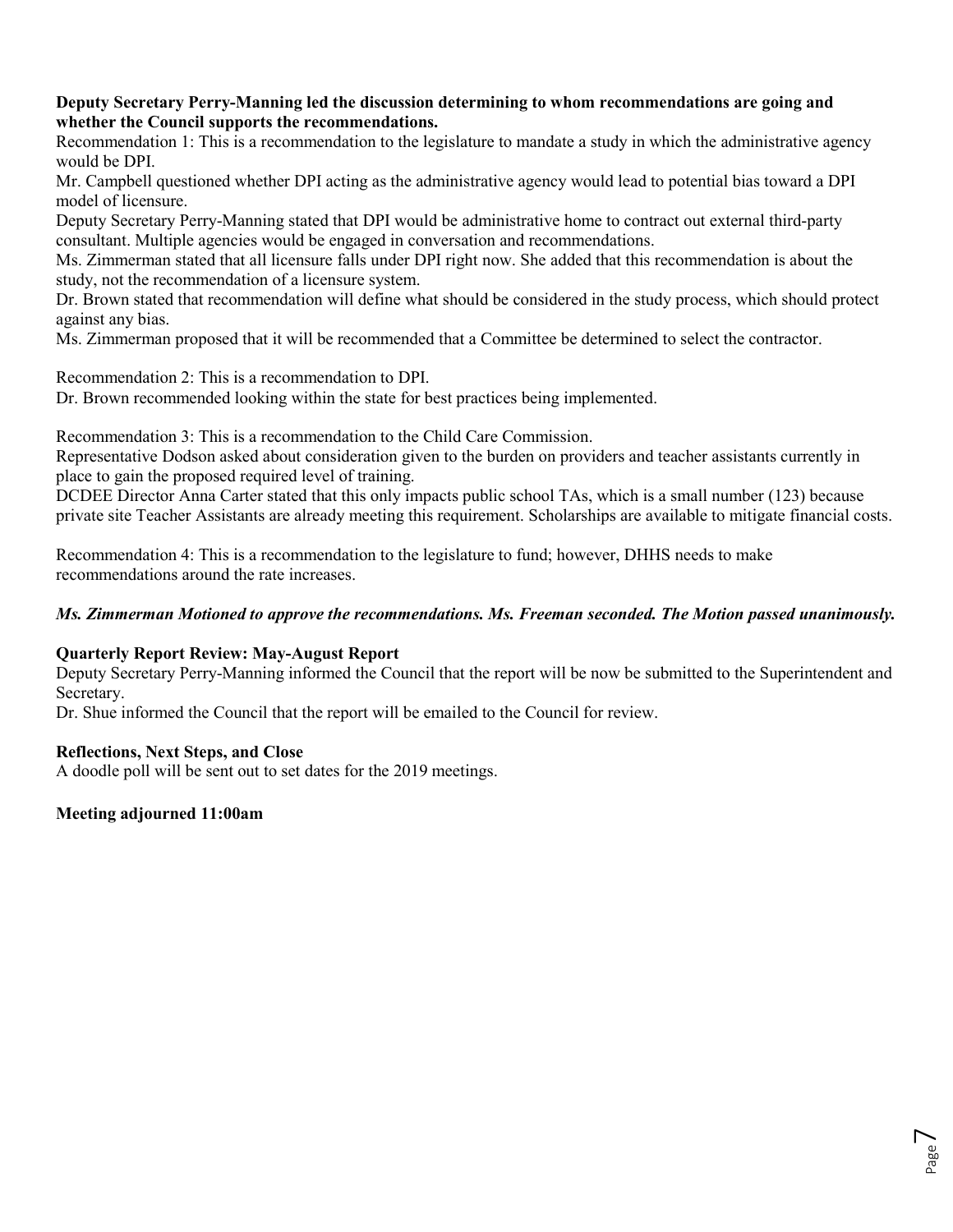**Deputy Secretary Perry-Manning led the discussion determining to whom recommendations are going and whether the Council supports the recommendations.**

Recommendation 1: This is a recommendation to the legislature to mandate a study in which the administrative agency would be DPI.

Mr. Campbell questioned whether DPI acting as the administrative agency would lead to potential bias toward a DPI model of licensure.

Deputy Secretary Perry-Manning stated that DPI would be administrative home to contract out external third-party consultant. Multiple agencies would be engaged in conversation and recommendations.

Ms. Zimmerman stated that all licensure falls under DPI right now. She added that this recommendation is about the study, not the recommendation of a licensure system.

Dr. Brown stated that recommendation will define what should be considered in the study process, which should protect against any bias.

Ms. Zimmerman proposed that it will be recommended that a Committee be determined to select the contractor.

Recommendation 2: This is a recommendation to DPI.

Dr. Brown recommended looking within the state for best practices being implemented.

Recommendation 3: This is a recommendation to the Child Care Commission.

Representative Dodson asked about consideration given to the burden on providers and teacher assistants currently in place to gain the proposed required level of training.

DCDEE Director Anna Carter stated that this only impacts public school TAs, which is a small number (123) because private site Teacher Assistants are already meeting this requirement. Scholarships are available to mitigate financial costs.

Recommendation 4: This is a recommendation to the legislature to fund; however, DHHS needs to make recommendations around the rate increases.

***Ms. Zimmerman Motioned to approve the recommendations. Ms. Freeman seconded. The Motion passed unanimously.***

**Quarterly Report Review: May-August Report**

Deputy Secretary Perry-Manning informed the Council that the report will be now be submitted to the Superintendent and Secretary.

Dr. Shue informed the Council that the report will be emailed to the Council for review.

**Reflections, Next Steps, and Close**

A doodle poll will be sent out to set dates for the 2019 meetings.

**Meeting adjourned 11:00am**